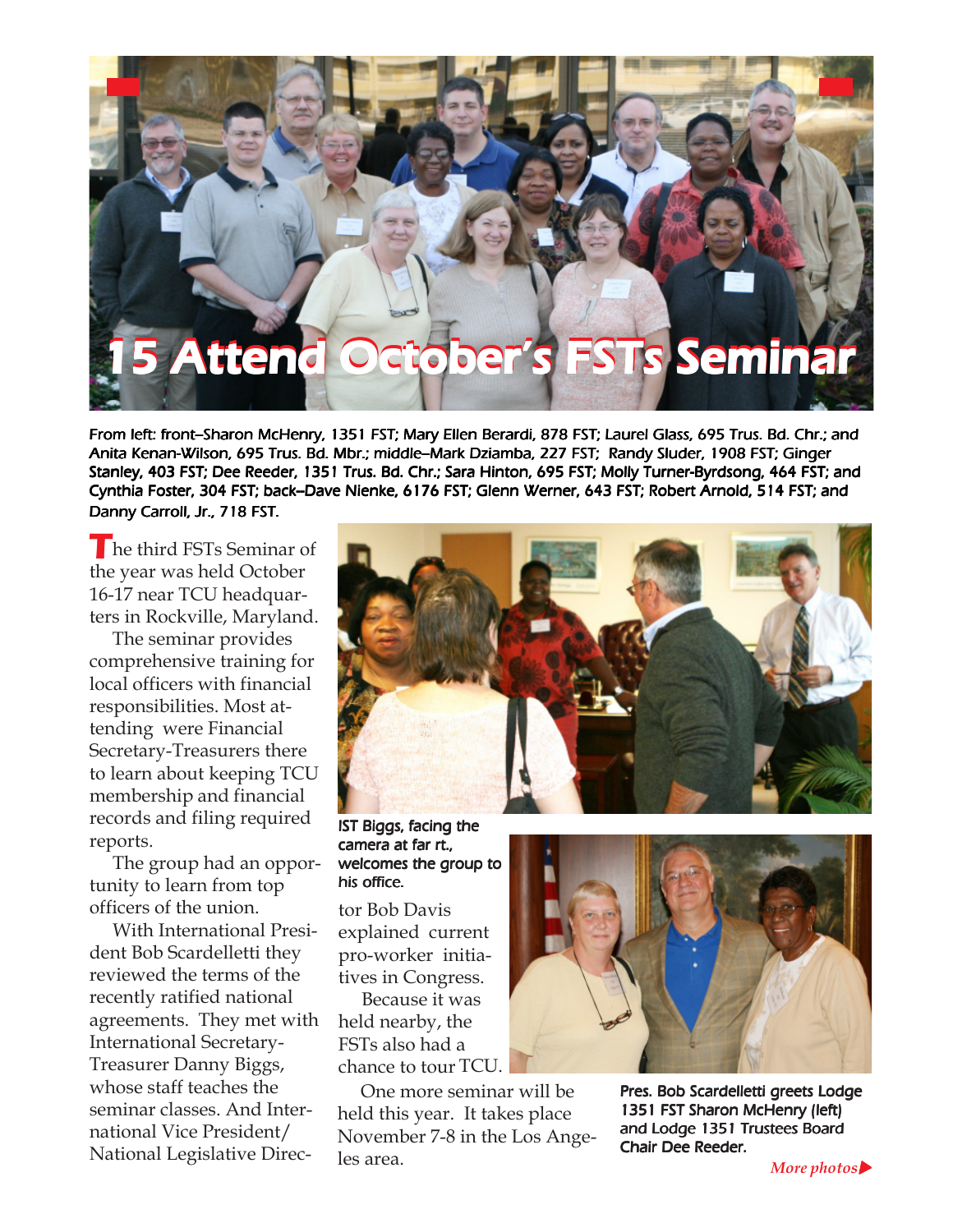# 15 Attend October's FSTs Seminar

From left: front–Sharon McHenry, 1351 FST; Mary Ellen Berardi, 878 FST; Laurel Glass, 695 Trus. Bd. Chr.; and Anita Kenan-Wilson, 695 Trus. Bd. Mbr.; middle–Mark Dziamba, 227 FST; Randy Sluder, 1908 FST; Ginger Stanley, 403 FST; Dee Reeder, 1351 Trus. Bd. Chr.; Sara Hinton, 695 FST; Molly Turner-Byrdsong, 464 FST; and Cynthia Foster, 304 FST; back–Dave Nienke, 6176 FST; Glenn Werner, 643 FST; Robert Arnold, 514 FST; and Danny Carroll, Jr., 718 FST.

The third FSTs Seminar of the year was held October 16-17 near TCU headquarters in Rockville, Maryland.

The seminar provides comprehensive training for local officers with financial responsibilities. Most attending were Financial Secretary-Treasurers there to learn about keeping TCU membership and financial records and filing required reports.

The group had an opportunity to learn from top officers of the union.

With International President Bob Scardelletti they reviewed the terms of the recently ratified national agreements. They met with International Secretary-Treasurer Danny Biggs, whose staff teaches the seminar classes. And International Vice President/National Legislative Director Bob Davis explained current pro-worker initiatives in Congress.

Because it was held nearby, the FSTs also had a chance to tour TCU.

One more seminar will be held this year. It takes place November 7-8 in the Los Angeles area.

IST Biggs, facing the camera at far rt., welcomes the group to his office.

Pres. Bob Scardelletti greets Lodge 1351 FST Sharon McHenry (left) and Lodge 1351 Trustees Board Chair Dee Reeder.

*More photos*▶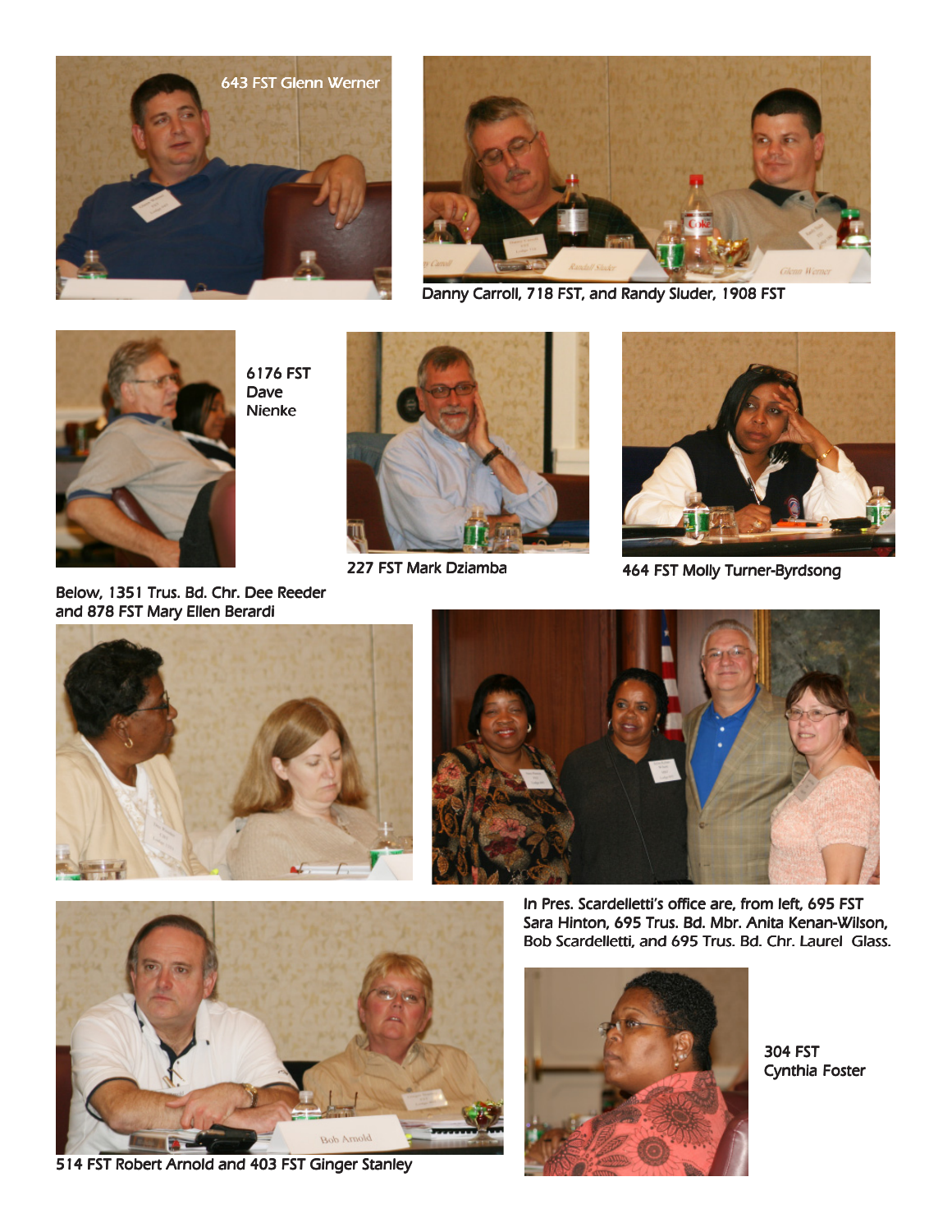643 FST Glenn Werner

Danny Carroll, 718 FST, and Randy Sluder, 1908 FST

6176 FST Dave Nienke

227 FST Mark Dziamba

464 FST Molly Turner-Byrdsong

Below, 1351 Trus. Bd. Chr. Dee Reeder and 878 FST Mary Ellen Berardi

In Pres. Scardelletti's office are, from left, 695 FST Sara Hinton, 695 Trus. Bd. Mbr. Anita Kenan-Wilson, Bob Scardelletti, and 695 Trus. Bd. Chr. Laurel Glass.

514 FST Robert Arnold and 403 FST Ginger Stanley

304 FST Cynthia Foster